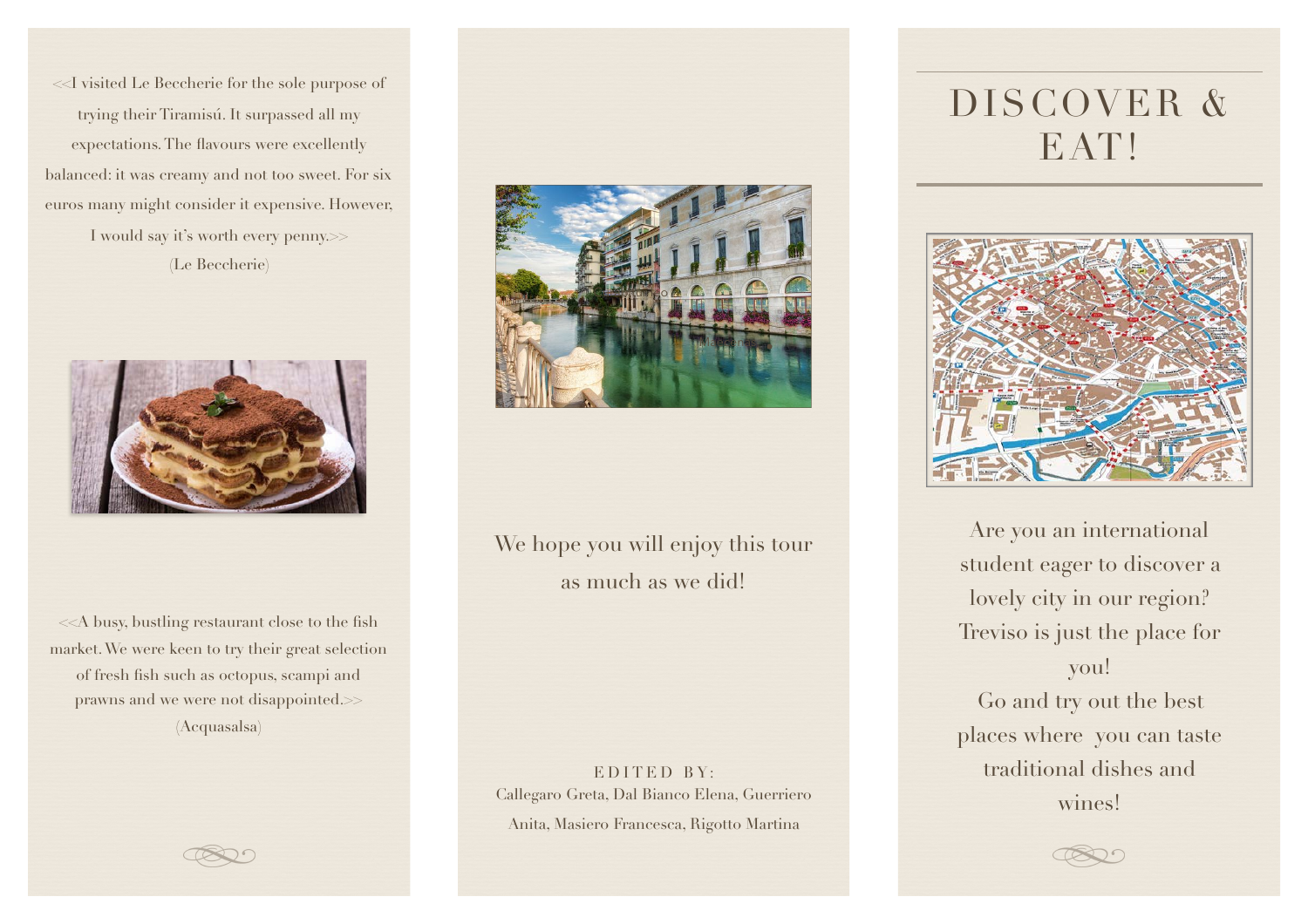<<I visited Le Beccherie for the sole purpose of trying their Tiramisú. It surpassed all my expectations. The flavours were excellently balanced: it was creamy and not too sweet. For six euros many might consider it expensive. However, I would say it's worth every penny.>>

(Le Beccherie)

<<A busy, bustling restaurant close to the fish market. We were keen to try their great selection of fresh fish such as octopus, scampi and prawns and we were not disappointed.>>

(Acquasalsa)

We hope you will enjoy this tour as much as we did!

EDITED BY:

Callegaro Greta, Dal Bianco Elena, Guerriero Anita, Masiero Francesca, Rigotto Martina

# DISCOVER & EAT!

Are you an international student eager to discover a lovely city in our region? Treviso is just the place for you!

Go and try out the best places where you can taste traditional dishes and wines!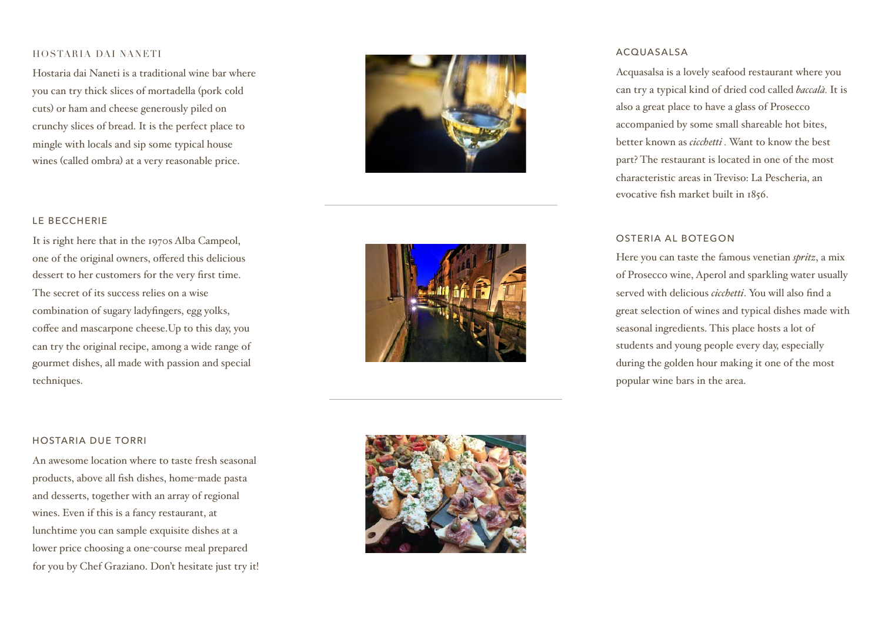## HOSTARIA DAI NANETI

Hostaria dai Naneti is a traditional wine bar where you can try thick slices of mortadella (pork cold cuts) or ham and cheese generously piled on crunchy slices of bread. It is the perfect place to mingle with locals and sip some typical house wines (called ombra) at a very reasonable price.

## LE BECCHERIE

It is right here that in the 1970s Alba Campeol, one of the original owners, offered this delicious dessert to her customers for the very first time. The secret of its success relies on a wise combination of sugary ladyfingers, egg yolks, coffee and mascarpone cheese.Up to this day, you can try the original recipe, among a wide range of gourmet dishes, all made with passion and special techniques.

## HOSTARIA DUE TORRI

An awesome location where to taste fresh seasonal products, above all fish dishes, home-made pasta and desserts, together with an array of regional wines. Even if this is a fancy restaurant, at lunchtime you can sample exquisite dishes at a lower price choosing a one-course meal prepared for you by Chef Graziano. Don't hesitate just try it!

## ACQUASALSA

Acquasalsa is a lovely seafood restaurant where you can try a typical kind of dried cod called *baccalà.* It is also a great place to have a glass of Prosecco accompanied by some small shareable hot bites, better known as *cicchetti* . Want to know the best part? The restaurant is located in one of the most characteristic areas in Treviso: La Pescheria, an evocative fish market built in 1856.

## OSTERIA AL BOTEGON

Here you can taste the famous venetian *spritz*, a mix of Prosecco wine, Aperol and sparkling water usually served with delicious *cicchetti*. You will also find a great selection of wines and typical dishes made with seasonal ingredients. This place hosts a lot of students and young people every day, especially during the golden hour making it one of the most popular wine bars in the area.